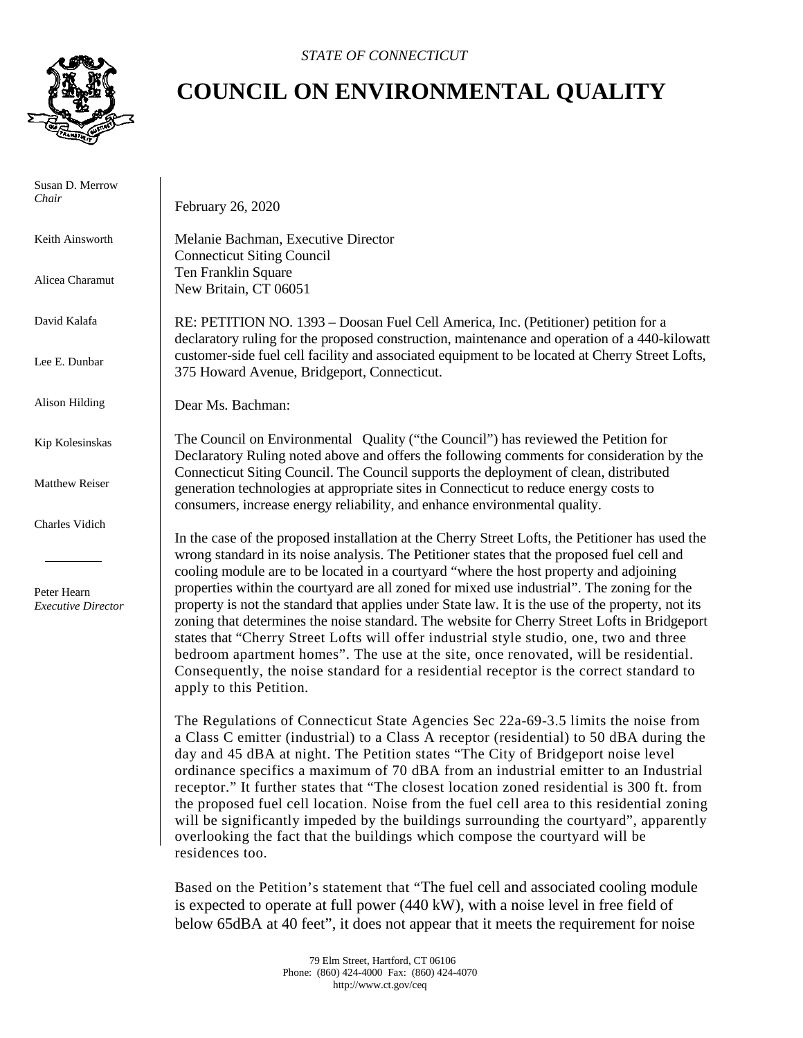*STATE OF CONNECTICUT*

# COUNCIL ON ENVIRONMENTAL QUALITY

Susan D. Merrow
*Chair*

Keith Ainsworth

Alicea Charamut

David Kalafa

Lee E. Dunbar

Alison Hilding

Kip Kolesinskas

Matthew Reiser

Charles Vidich

Peter Hearn
*Executive Director*

February 26, 2020

Melanie Bachman, Executive Director
Connecticut Siting Council
Ten Franklin Square
New Britain, CT 06051

RE: PETITION NO. 1393 – Doosan Fuel Cell America, Inc. (Petitioner) petition for a declaratory ruling for the proposed construction, maintenance and operation of a 440-kilowatt customer-side fuel cell facility and associated equipment to be located at Cherry Street Lofts, 375 Howard Avenue, Bridgeport, Connecticut.

Dear Ms. Bachman:

The Council on Environmental Quality ("the Council") has reviewed the Petition for Declaratory Ruling noted above and offers the following comments for consideration by the Connecticut Siting Council. The Council supports the deployment of clean, distributed generation technologies at appropriate sites in Connecticut to reduce energy costs to consumers, increase energy reliability, and enhance environmental quality.

In the case of the proposed installation at the Cherry Street Lofts, the Petitioner has used the wrong standard in its noise analysis. The Petitioner states that the proposed fuel cell and cooling module are to be located in a courtyard "where the host property and adjoining properties within the courtyard are all zoned for mixed use industrial". The zoning for the property is not the standard that applies under State law. It is the use of the property, not its zoning that determines the noise standard. The website for Cherry Street Lofts in Bridgeport states that "Cherry Street Lofts will offer industrial style studio, one, two and three bedroom apartment homes". The use at the site, once renovated, will be residential. Consequently, the noise standard for a residential receptor is the correct standard to apply to this Petition.

The Regulations of Connecticut State Agencies Sec 22a-69-3.5 limits the noise from a Class C emitter (industrial) to a Class A receptor (residential) to 50 dBA during the day and 45 dBA at night. The Petition states "The City of Bridgeport noise level ordinance specifics a maximum of 70 dBA from an industrial emitter to an Industrial receptor." It further states that "The closest location zoned residential is 300 ft. from the proposed fuel cell location. Noise from the fuel cell area to this residential zoning will be significantly impeded by the buildings surrounding the courtyard", apparently overlooking the fact that the buildings which compose the courtyard will be residences too.

Based on the Petition's statement that "The fuel cell and associated cooling module is expected to operate at full power (440 kW), with a noise level in free field of below 65dBA at 40 feet", it does not appear that it meets the requirement for noise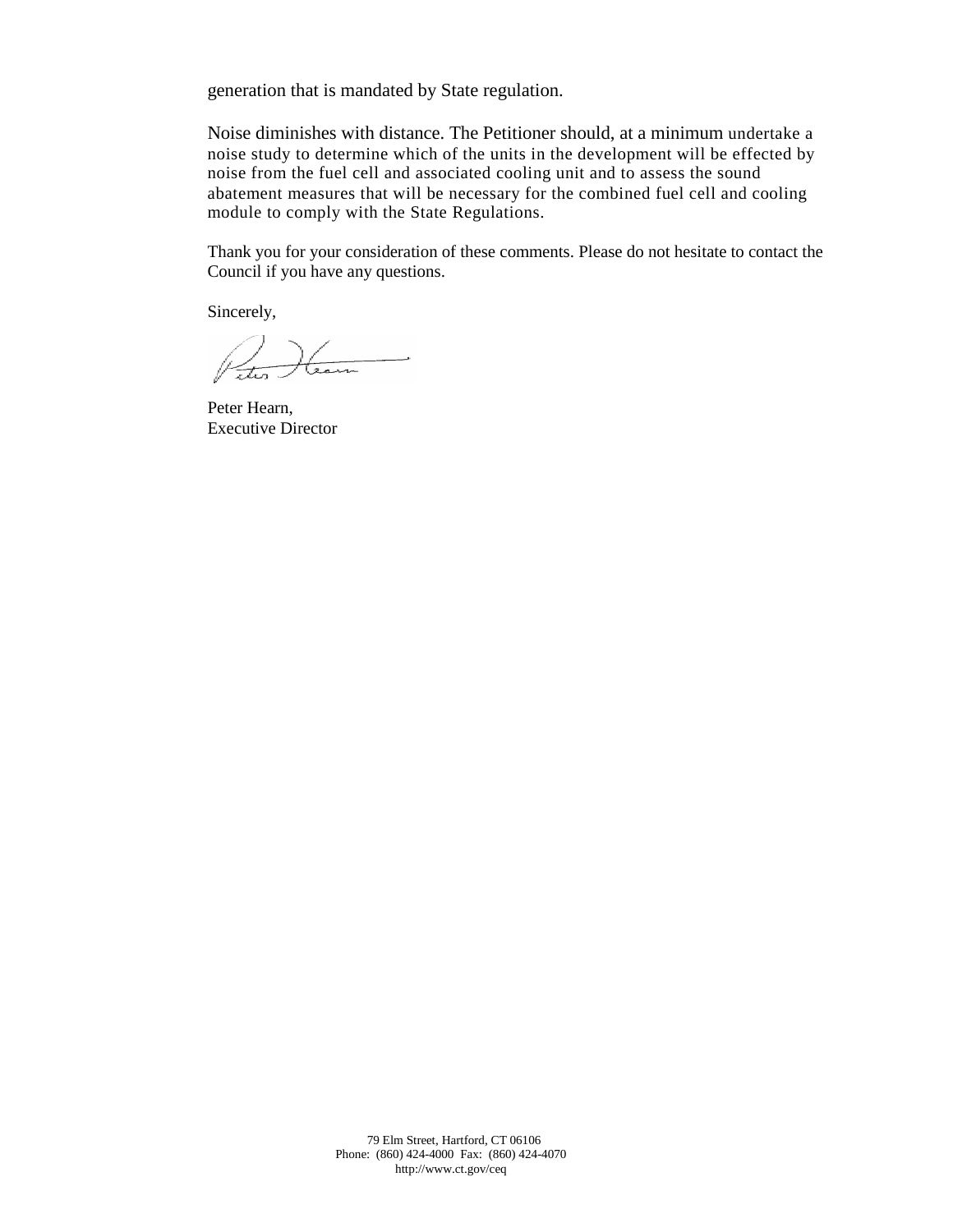generation that is mandated by State regulation.

Noise diminishes with distance. The Petitioner should, at a minimum undertake a noise study to determine which of the units in the development will be effected by noise from the fuel cell and associated cooling unit and to assess the sound abatement measures that will be necessary for the combined fuel cell and cooling module to comply with the State Regulations.

Thank you for your consideration of these comments. Please do not hesitate to contact the Council if you have any questions.

Sincerely,

Peter Hearn,
Executive Director

79 Elm Street, Hartford, CT 06106
Phone: (860) 424-4000 Fax: (860) 424-4070
http://www.ct.gov/ceq